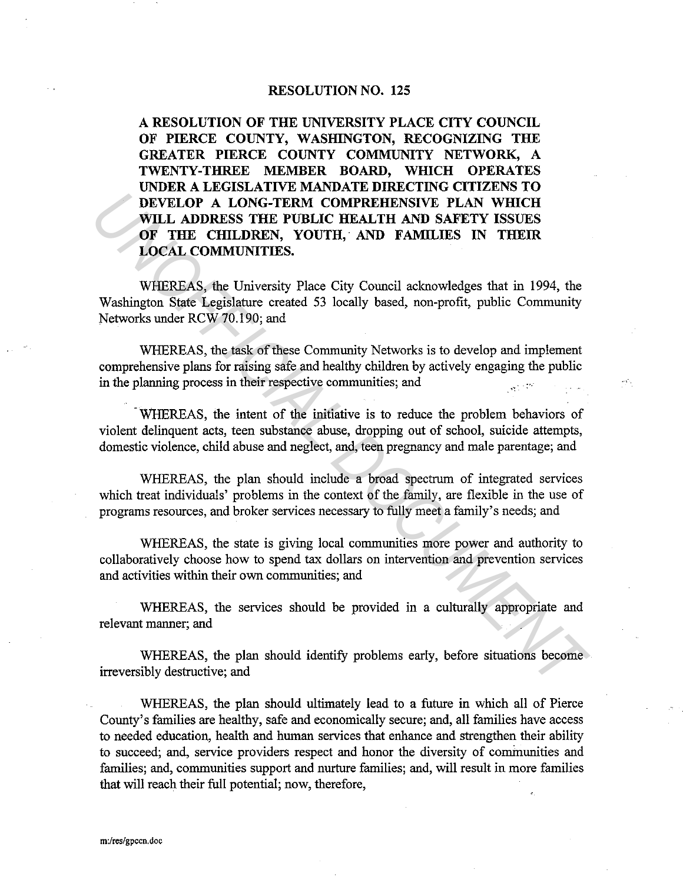# RESOLUTION NO. 125

**A RESOLUTION OF THE UNIVERSITY PLACE CITY COUNCIL OF PIERCE COUNTY, WASHINGTON, RECOGNIZING THE GREATER PIERCE COUNTY COMMUNITY NETWORK, A TWENTY-THREE MEMBER BOARD, WHICH OPERATES UNDER A LEGISLATIVE MANDATE DIRECTING CITIZENS TO DEVELOP A LONG-TERM COMPREHENSIVE PLAN WHICH WILL ADDRESS THE PUBLIC HEALTH AND SAFETY ISSUES OF THE CHILDREN, YOUTH, AND FAMILIES IN THEIR LOCAL COMMUNITIES.**

WHEREAS, the University Place City Council acknowledges that in 1994, the Washington State Legislature created 53 locally based, non-profit, public Community Networks under RCW 70.190; and

WHEREAS, the task of these Community Networks is to develop and implement comprehensive plans for raising safe and healthy children by actively engaging the public in the planning process in their respective communities; and

WHEREAS, the intent of the initiative is to reduce the problem behaviors of violent delinquent acts, teen substance abuse, dropping out of school, suicide attempts, domestic violence, child abuse and neglect, and, teen pregnancy and male parentage; and

WHEREAS, the plan should include a broad spectrum of integrated services which treat individuals' problems in the context of the family, are flexible in the use of programs resources, and broker services necessary to fully meet a family's needs; and

WHEREAS, the state is giving local communities more power and authority to collaboratively choose how to spend tax dollars on intervention and prevention services and activities within their own communities; and

WHEREAS, the services should be provided in a culturally appropriate and relevant manner; and

WHEREAS, the plan should identify problems early, before situations become irreversibly destructive; and

WHEREAS, the plan should ultimately lead to a future in which all of Pierce County's families are healthy, safe and economically secure; and, all families have access to needed education, health and human services that enhance and strengthen their ability to succeed; and, service providers respect and honor the diversity of communities and families; and, communities support and nurture families; and, will result in more families that will reach their full potential; now, therefore,

m:/res/gpccn.doc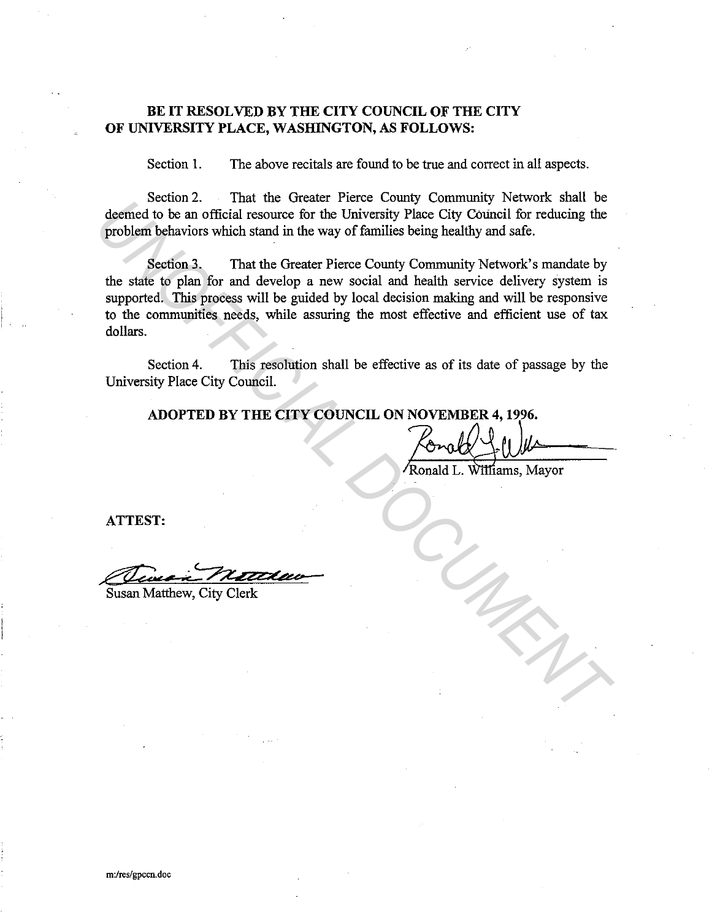**BE IT RESOLVED BY THE CITY COUNCIL OF THE CITY OF UNIVERSITY PLACE, WASHINGTON, AS FOLLOWS:**

Section 1. The above recitals are found to be true and correct in all aspects.

Section 2. That the Greater Pierce County Community Network shall be deemed to be an official resource for the University Place City Council for reducing the problem behaviors which stand in the way of families being healthy and safe.

Section 3. That the Greater Pierce County Community Network's mandate by the state to plan for and develop a new social and health service delivery system is supported. This process will be guided by local decision making and will be responsive to the communities needs, while assuring the most effective and efficient use of tax dollars.

Section 4. This resolution shall be effective as of its date of passage by the University Place City Council.

**ADOPTED BY THE CITY COUNCIL ON NOVEMBER 4, 1996.**

Ronald L. Williams, Mayor

**ATTEST:**

Susan Matthew, City Clerk

m:/res/gpccn.doc